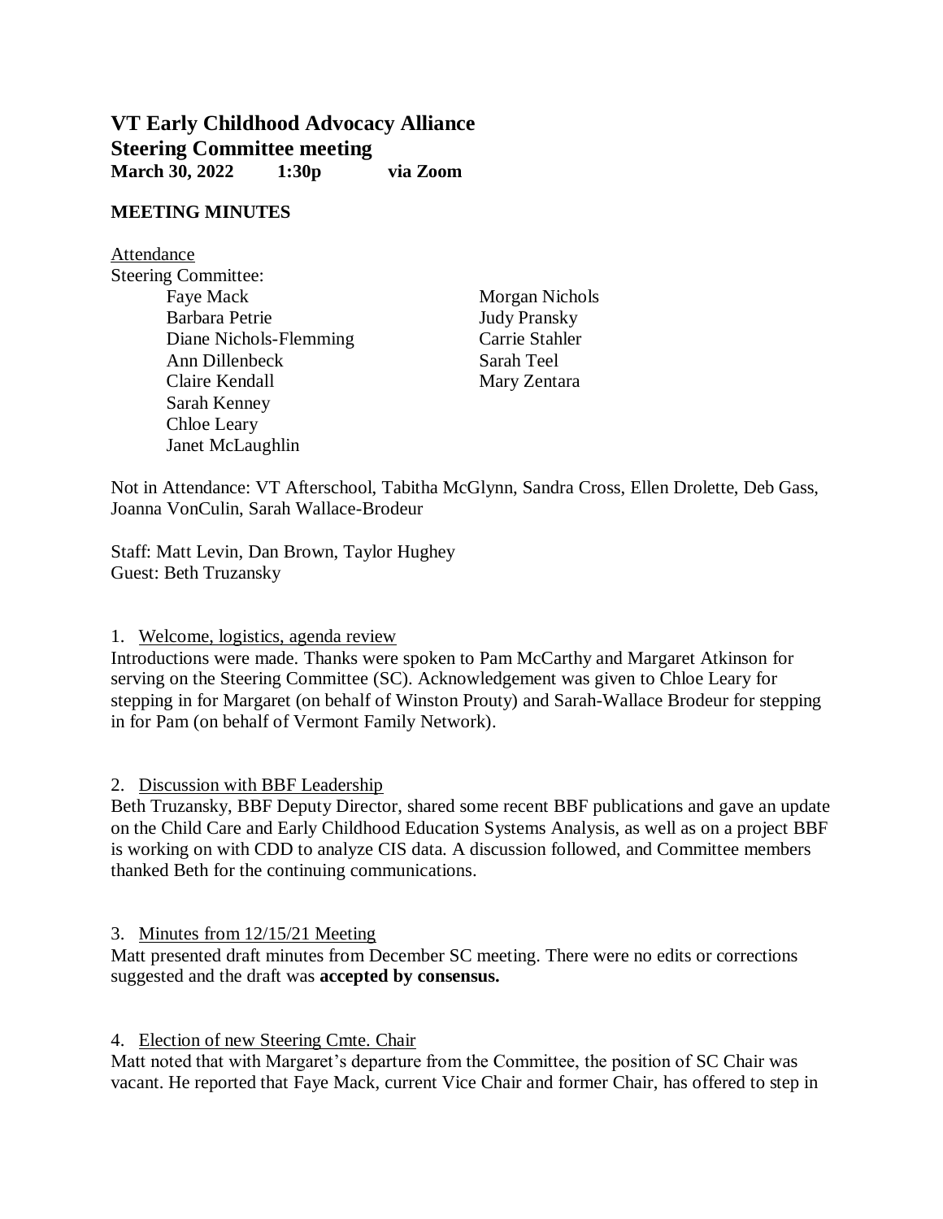# VT Early Childhood Advocacy Alliance
## Steering Committee meeting
**March 30, 2022 1:30p via Zoom**

**MEETING MINUTES**

Attendance

Steering Committee:

- Faye Mack
- Barbara Petrie
- Diane Nichols-Flemming
- Ann Dillenbeck
- Claire Kendall
- Sarah Kenney
- Chloe Leary
- Janet McLaughlin
- Morgan Nichols
- Judy Pransky
- Carrie Stahler
- Sarah Teel
- Mary Zentara

Not in Attendance: VT Afterschool, Tabitha McGlynn, Sandra Cross, Ellen Drolette, Deb Gass, Joanna VonCulin, Sarah Wallace-Brodeur

Staff: Matt Levin, Dan Brown, Taylor Hughey
Guest: Beth Truzansky

1. Welcome, logistics, agenda review

Introductions were made. Thanks were spoken to Pam McCarthy and Margaret Atkinson for serving on the Steering Committee (SC). Acknowledgement was given to Chloe Leary for stepping in for Margaret (on behalf of Winston Prouty) and Sarah-Wallace Brodeur for stepping in for Pam (on behalf of Vermont Family Network).

2. Discussion with BBF Leadership

Beth Truzansky, BBF Deputy Director, shared some recent BBF publications and gave an update on the Child Care and Early Childhood Education Systems Analysis, as well as on a project BBF is working on with CDD to analyze CIS data. A discussion followed, and Committee members thanked Beth for the continuing communications.

3. Minutes from 12/15/21 Meeting

Matt presented draft minutes from December SC meeting. There were no edits or corrections suggested and the draft was **accepted by consensus.**

4. Election of new Steering Cmte. Chair

Matt noted that with Margaret's departure from the Committee, the position of SC Chair was vacant. He reported that Faye Mack, current Vice Chair and former Chair, has offered to step in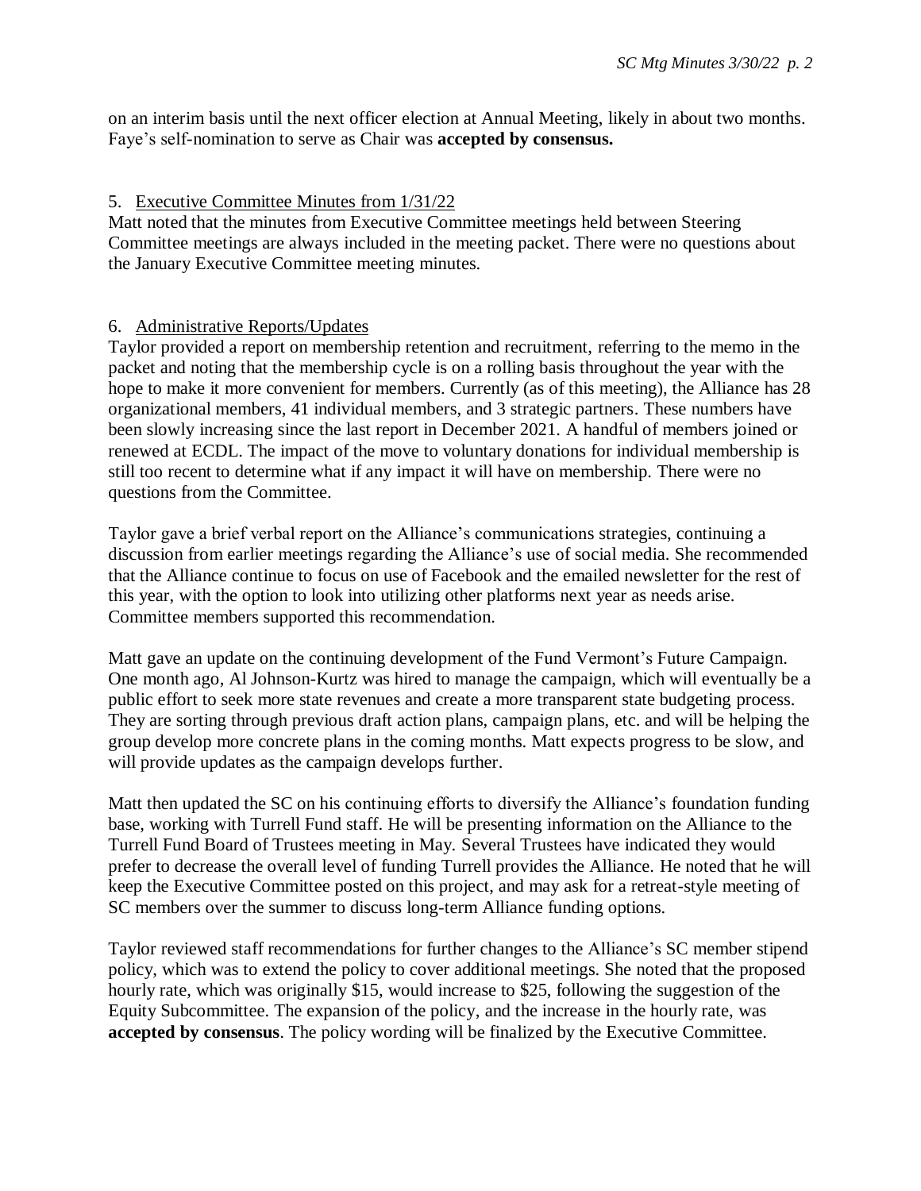on an interim basis until the next officer election at Annual Meeting, likely in about two months. Faye's self-nomination to serve as Chair was **accepted by consensus.**

5. Executive Committee Minutes from 1/31/22

Matt noted that the minutes from Executive Committee meetings held between Steering Committee meetings are always included in the meeting packet. There were no questions about the January Executive Committee meeting minutes.

6. Administrative Reports/Updates

Taylor provided a report on membership retention and recruitment, referring to the memo in the packet and noting that the membership cycle is on a rolling basis throughout the year with the hope to make it more convenient for members. Currently (as of this meeting), the Alliance has 28 organizational members, 41 individual members, and 3 strategic partners. These numbers have been slowly increasing since the last report in December 2021. A handful of members joined or renewed at ECDL. The impact of the move to voluntary donations for individual membership is still too recent to determine what if any impact it will have on membership. There were no questions from the Committee.

Taylor gave a brief verbal report on the Alliance's communications strategies, continuing a discussion from earlier meetings regarding the Alliance's use of social media. She recommended that the Alliance continue to focus on use of Facebook and the emailed newsletter for the rest of this year, with the option to look into utilizing other platforms next year as needs arise. Committee members supported this recommendation.

Matt gave an update on the continuing development of the Fund Vermont's Future Campaign. One month ago, Al Johnson-Kurtz was hired to manage the campaign, which will eventually be a public effort to seek more state revenues and create a more transparent state budgeting process. They are sorting through previous draft action plans, campaign plans, etc. and will be helping the group develop more concrete plans in the coming months. Matt expects progress to be slow, and will provide updates as the campaign develops further.

Matt then updated the SC on his continuing efforts to diversify the Alliance's foundation funding base, working with Turrell Fund staff. He will be presenting information on the Alliance to the Turrell Fund Board of Trustees meeting in May. Several Trustees have indicated they would prefer to decrease the overall level of funding Turrell provides the Alliance. He noted that he will keep the Executive Committee posted on this project, and may ask for a retreat-style meeting of SC members over the summer to discuss long-term Alliance funding options.

Taylor reviewed staff recommendations for further changes to the Alliance's SC member stipend policy, which was to extend the policy to cover additional meetings. She noted that the proposed hourly rate, which was originally \$15, would increase to \$25, following the suggestion of the Equity Subcommittee. The expansion of the policy, and the increase in the hourly rate, was **accepted by consensus**. The policy wording will be finalized by the Executive Committee.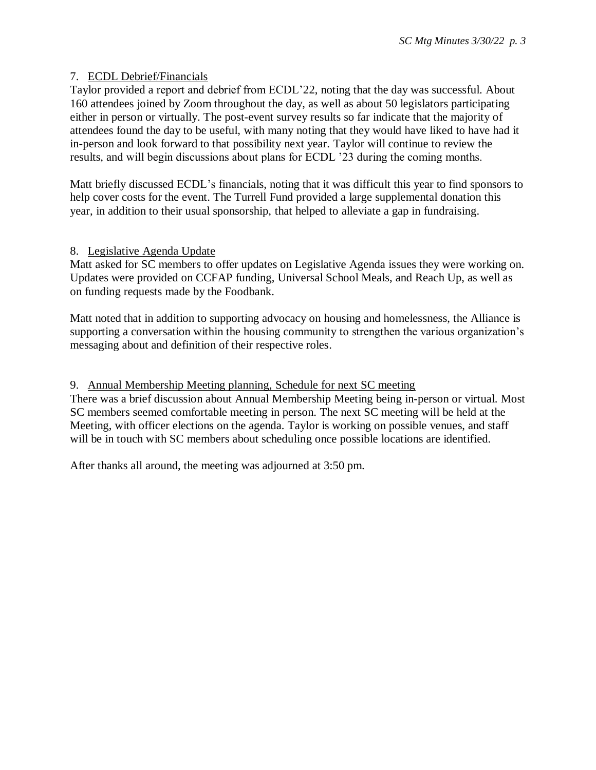7. ECDL Debrief/Financials

Taylor provided a report and debrief from ECDL'22, noting that the day was successful. About 160 attendees joined by Zoom throughout the day, as well as about 50 legislators participating either in person or virtually. The post-event survey results so far indicate that the majority of attendees found the day to be useful, with many noting that they would have liked to have had it in-person and look forward to that possibility next year. Taylor will continue to review the results, and will begin discussions about plans for ECDL '23 during the coming months.

Matt briefly discussed ECDL's financials, noting that it was difficult this year to find sponsors to help cover costs for the event. The Turrell Fund provided a large supplemental donation this year, in addition to their usual sponsorship, that helped to alleviate a gap in fundraising.

8. Legislative Agenda Update

Matt asked for SC members to offer updates on Legislative Agenda issues they were working on. Updates were provided on CCFAP funding, Universal School Meals, and Reach Up, as well as on funding requests made by the Foodbank.

Matt noted that in addition to supporting advocacy on housing and homelessness, the Alliance is supporting a conversation within the housing community to strengthen the various organization's messaging about and definition of their respective roles.

9. Annual Membership Meeting planning, Schedule for next SC meeting

There was a brief discussion about Annual Membership Meeting being in-person or virtual. Most SC members seemed comfortable meeting in person. The next SC meeting will be held at the Meeting, with officer elections on the agenda. Taylor is working on possible venues, and staff will be in touch with SC members about scheduling once possible locations are identified.

After thanks all around, the meeting was adjourned at 3:50 pm.